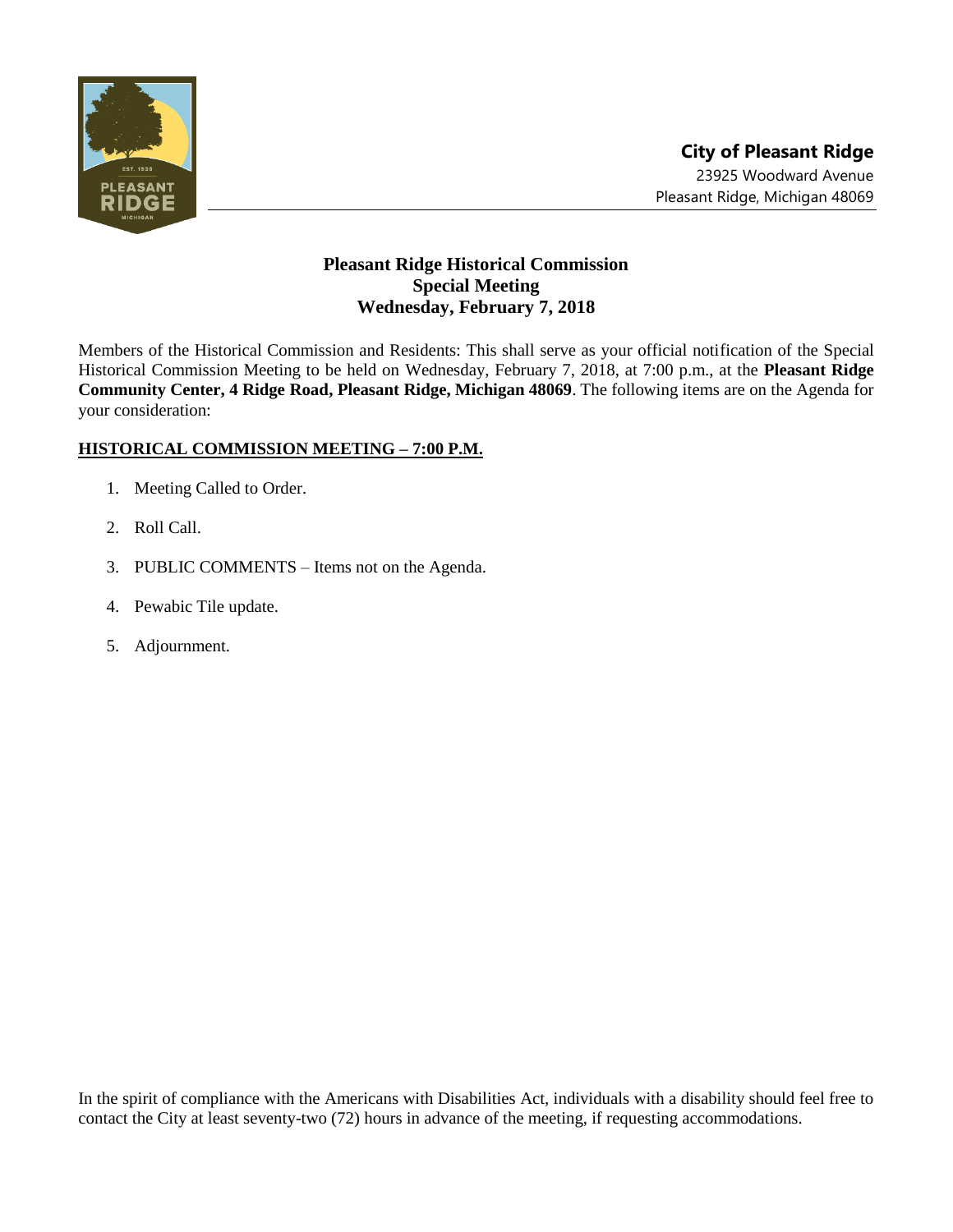**City of Pleasant Ridge**
23925 Woodward Avenue
Pleasant Ridge, Michigan 48069

# Pleasant Ridge Historical Commission
## Special Meeting
## Wednesday, February 7, 2018

Members of the Historical Commission and Residents: This shall serve as your official notification of the Special Historical Commission Meeting to be held on Wednesday, February 7, 2018, at 7:00 p.m., at the **Pleasant Ridge Community Center, 4 Ridge Road, Pleasant Ridge, Michigan 48069**. The following items are on the Agenda for your consideration:

**HISTORICAL COMMISSION MEETING – 7:00 P.M.**

1. Meeting Called to Order.
2. Roll Call.
3. PUBLIC COMMENTS – Items not on the Agenda.
4. Pewabic Tile update.
5. Adjournment.

In the spirit of compliance with the Americans with Disabilities Act, individuals with a disability should feel free to contact the City at least seventy-two (72) hours in advance of the meeting, if requesting accommodations.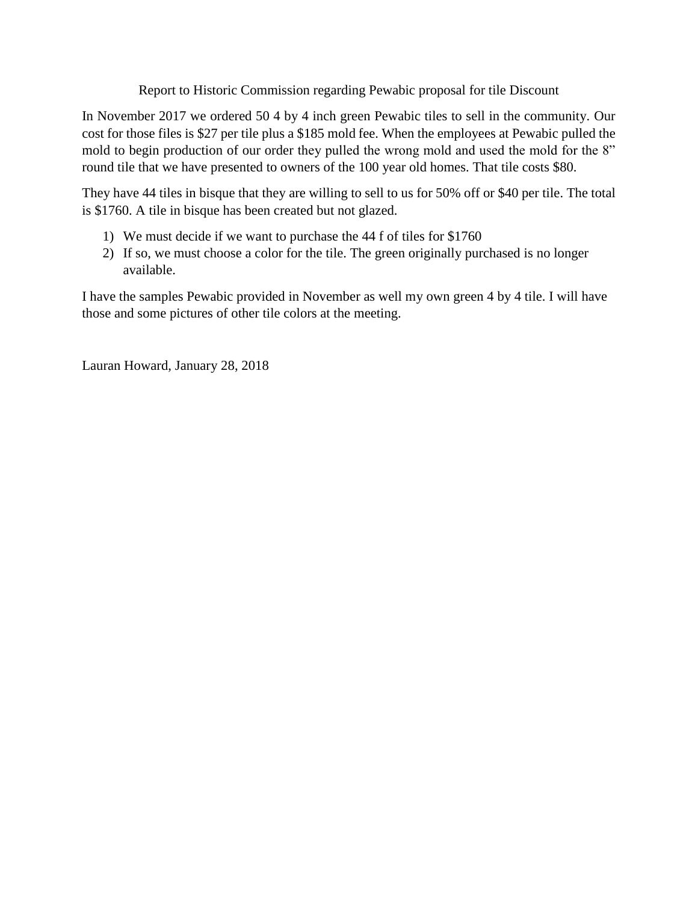# Report to Historic Commission regarding Pewabic proposal for tile Discount

In November 2017 we ordered 50 4 by 4 inch green Pewabic tiles to sell in the community. Our cost for those files is $27 per tile plus a $185 mold fee. When the employees at Pewabic pulled the mold to begin production of our order they pulled the wrong mold and used the mold for the 8" round tile that we have presented to owners of the 100 year old homes. That tile costs $80.

They have 44 tiles in bisque that they are willing to sell to us for 50% off or $40 per tile. The total is $1760. A tile in bisque has been created but not glazed.

1) We must decide if we want to purchase the 44 f of tiles for $1760
2) If so, we must choose a color for the tile. The green originally purchased is no longer available.

I have the samples Pewabic provided in November as well my own green 4 by 4 tile. I will have those and some pictures of other tile colors at the meeting.

Lauran Howard, January 28, 2018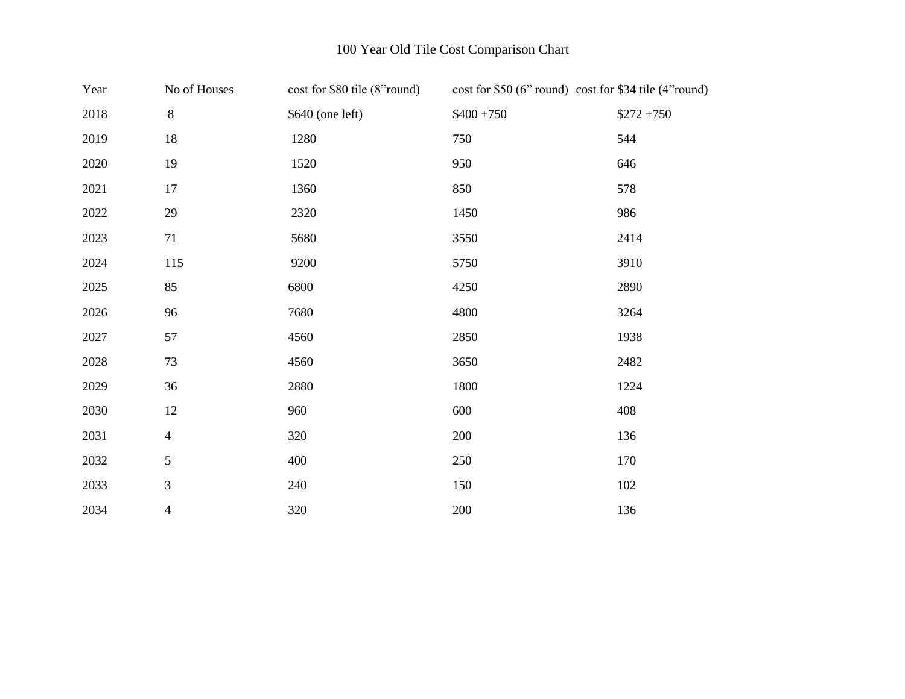# 100 Year Old Tile Cost Comparison Chart

| Year | No of Houses | cost for $80 tile (8”round) | cost for $50 (6” round) | cost for $34 tile (4”round) |
|---|---|---|---|---|
| 2018 | 8 | $640 (one left) | $400 +750 | $272 +750 |
| 2019 | 18 | 1280 | 750 | 544 |
| 2020 | 19 | 1520 | 950 | 646 |
| 2021 | 17 | 1360 | 850 | 578 |
| 2022 | 29 | 2320 | 1450 | 986 |
| 2023 | 71 | 5680 | 3550 | 2414 |
| 2024 | 115 | 9200 | 5750 | 3910 |
| 2025 | 85 | 6800 | 4250 | 2890 |
| 2026 | 96 | 7680 | 4800 | 3264 |
| 2027 | 57 | 4560 | 2850 | 1938 |
| 2028 | 73 | 4560 | 3650 | 2482 |
| 2029 | 36 | 2880 | 1800 | 1224 |
| 2030 | 12 | 960 | 600 | 408 |
| 2031 | 4 | 320 | 200 | 136 |
| 2032 | 5 | 400 | 250 | 170 |
| 2033 | 3 | 240 | 150 | 102 |
| 2034 | 4 | 320 | 200 | 136 |